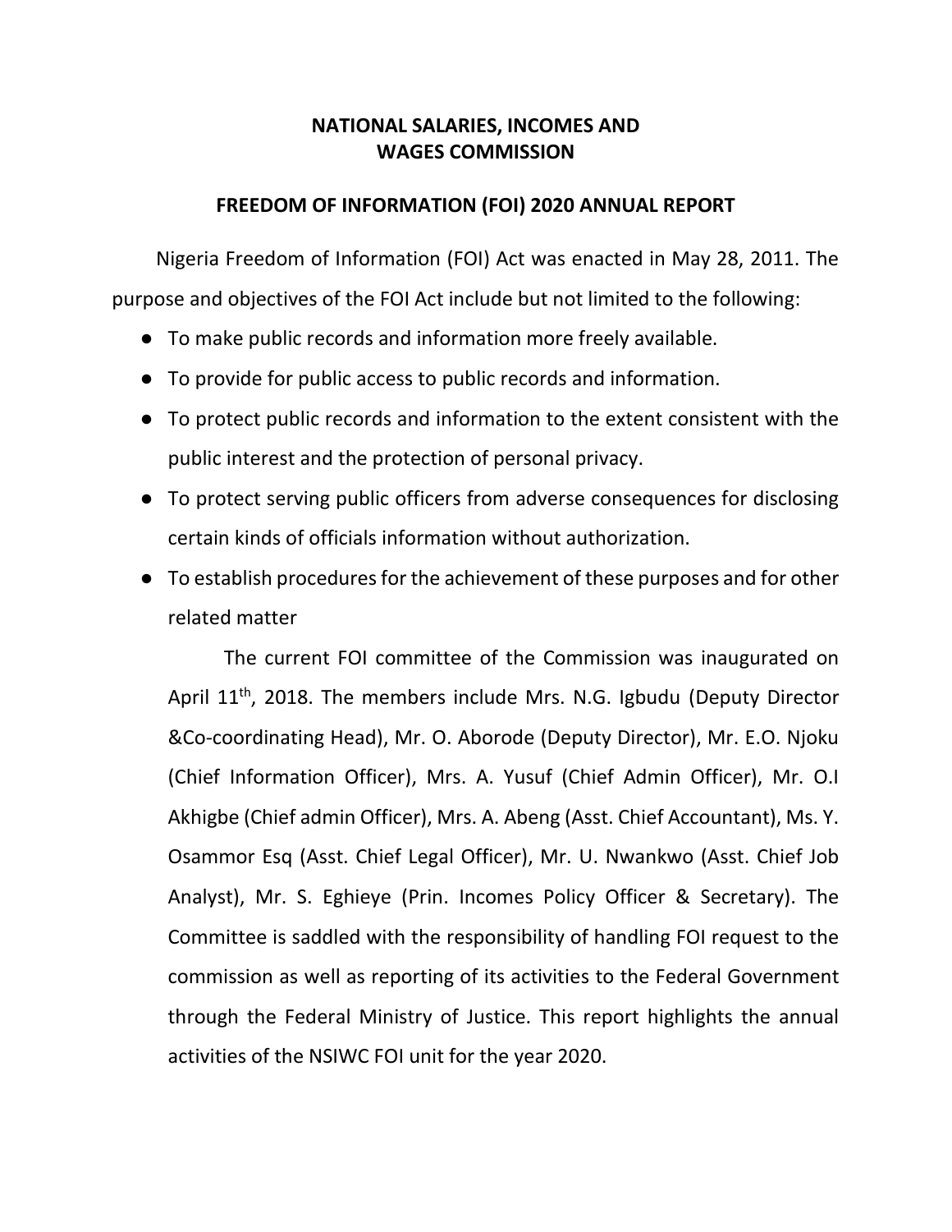# NATIONAL SALARIES, INCOMES AND WAGES COMMISSION

## FREEDOM OF INFORMATION (FOI) 2020 ANNUAL REPORT

Nigeria Freedom of Information (FOI) Act was enacted in May 28, 2011. The purpose and objectives of the FOI Act include but not limited to the following:

- To make public records and information more freely available.
- To provide for public access to public records and information.
- To protect public records and information to the extent consistent with the public interest and the protection of personal privacy.
- To protect serving public officers from adverse consequences for disclosing certain kinds of officials information without authorization.
- To establish procedures for the achievement of these purposes and for other related matter

The current FOI committee of the Commission was inaugurated on April 11th, 2018. The members include Mrs. N.G. Igbudu (Deputy Director &Co-coordinating Head), Mr. O. Aborode (Deputy Director), Mr. E.O. Njoku (Chief Information Officer), Mrs. A. Yusuf (Chief Admin Officer), Mr. O.I Akhigbe (Chief admin Officer), Mrs. A. Abeng (Asst. Chief Accountant), Ms. Y. Osammor Esq (Asst. Chief Legal Officer), Mr. U. Nwankwo (Asst. Chief Job Analyst), Mr. S. Eghieye (Prin. Incomes Policy Officer & Secretary). The Committee is saddled with the responsibility of handling FOI request to the commission as well as reporting of its activities to the Federal Government through the Federal Ministry of Justice. This report highlights the annual activities of the NSIWC FOI unit for the year 2020.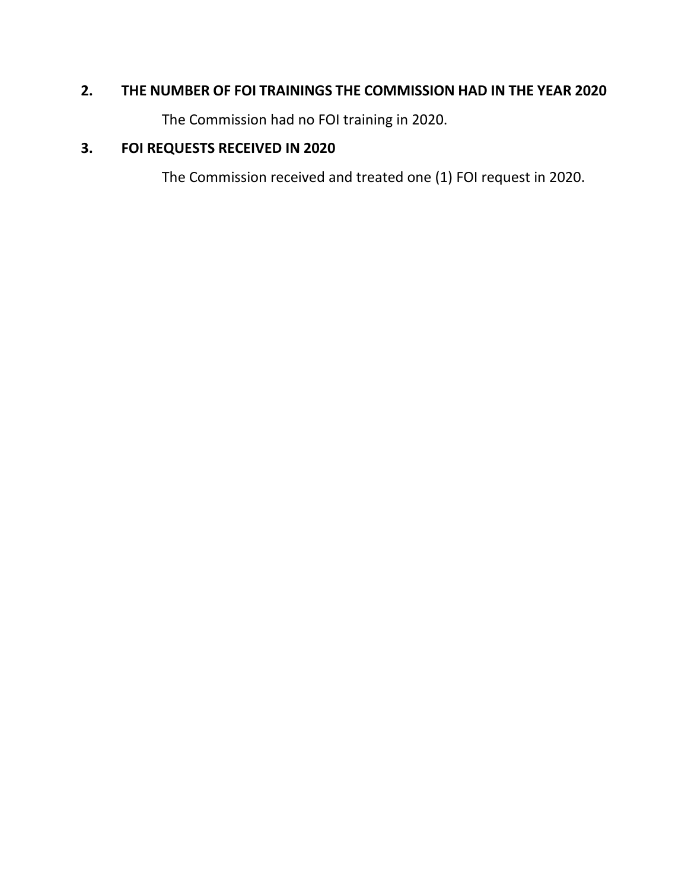## 2. THE NUMBER OF FOI TRAININGS THE COMMISSION HAD IN THE YEAR 2020

The Commission had no FOI training in 2020.

## 3. FOI REQUESTS RECEIVED IN 2020

The Commission received and treated one (1) FOI request in 2020.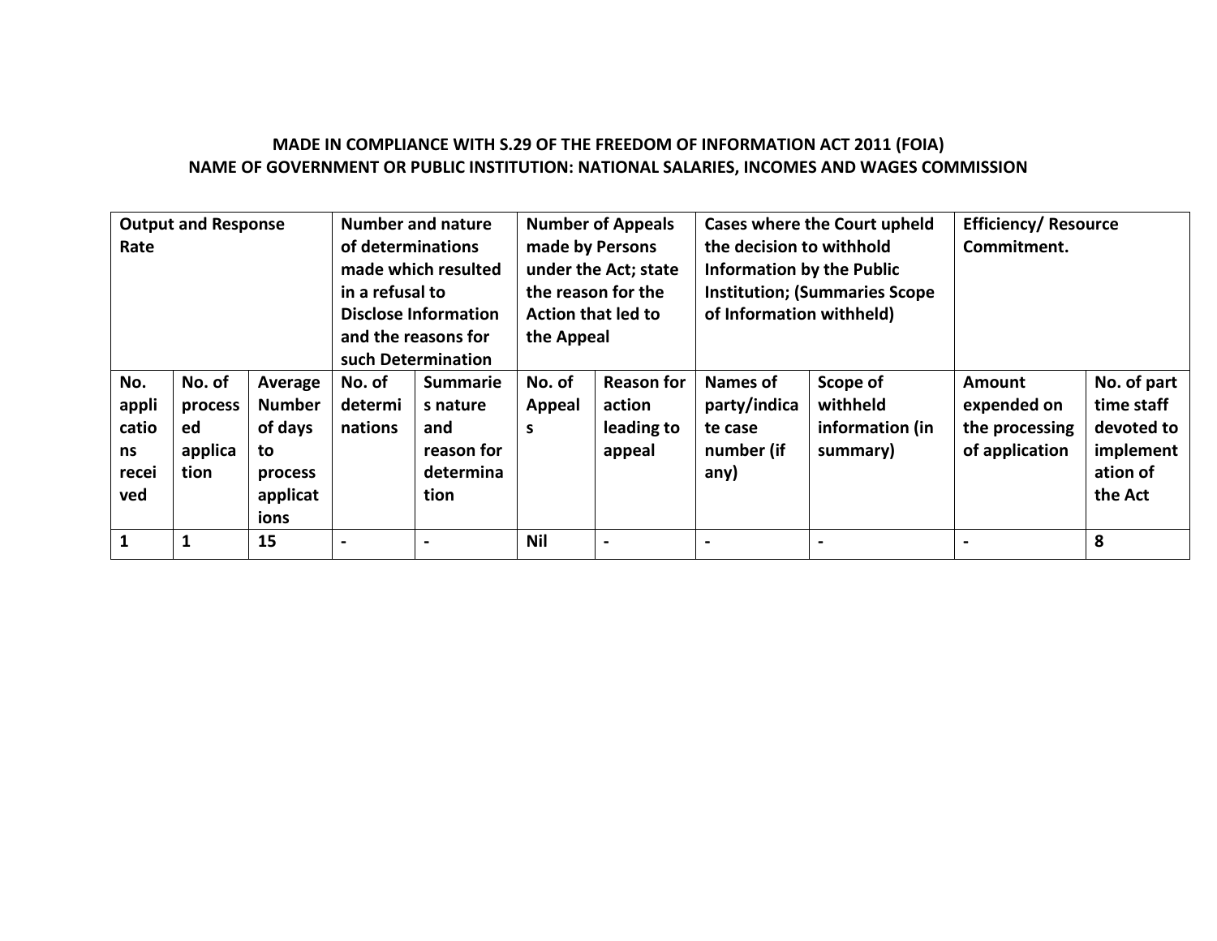**MADE IN COMPLIANCE WITH S.29 OF THE FREEDOM OF INFORMATION ACT 2011 (FOIA)**
**NAME OF GOVERNMENT OR PUBLIC INSTITUTION: NATIONAL SALARIES, INCOMES AND WAGES COMMISSION**

| Output and Response Rate | | | Number and nature of determinations made which resulted in a refusal to Disclose Information and the reasons for such Determination | | Number of Appeals made by Persons under the Act; state the reason for the Action that led to the Appeal | | Cases where the Court upheld the decision to withhold Information by the Public Institution; (Summaries Scope of Information withheld) | | Efficiency/ Resource Commitment. | |
|---|---|---|---|---|---|---|---|---|---|---|
| No. applications received | No. of processed application | Average Number of days to process applications | No. of determinations | Summaries nature and reason for determination | No. of Appeals | Reason for action leading to appeal | Names of party/indicate case number (if any) | Scope of withheld information (in summary) | Amount expended on the processing of application | No. of part time staff devoted to implementation of the Act |
| 1 | 1 | 15 | - | - | Nil | - | - | - | - | 8 |